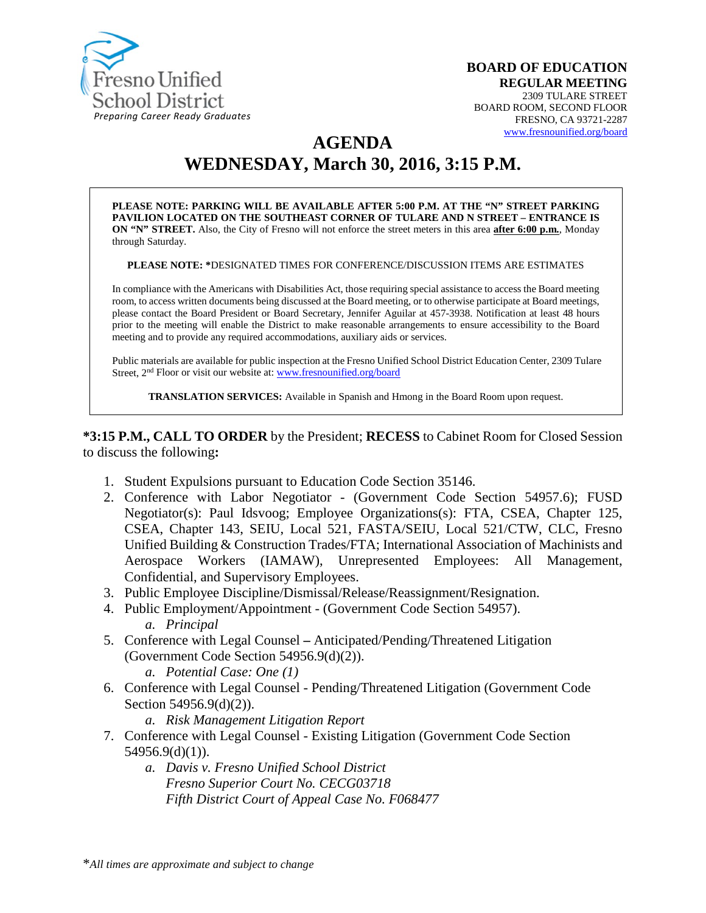Fresno Unified School District
*Preparing Career Ready Graduates*

**BOARD OF EDUCATION**
**REGULAR MEETING**
2309 TULARE STREET
BOARD ROOM, SECOND FLOOR
FRESNO, CA 93721-2287
www.fresnounified.org/board

# AGENDA
# WEDNESDAY, March 30, 2016, 3:15 P.M.

**PLEASE NOTE: PARKING WILL BE AVAILABLE AFTER 5:00 P.M. AT THE "N" STREET PARKING PAVILION LOCATED ON THE SOUTHEAST CORNER OF TULARE AND N STREET – ENTRANCE IS ON "N" STREET.** Also, the City of Fresno will not enforce the street meters in this area **after 6:00 p.m.**, Monday through Saturday.

**PLEASE NOTE: ***DESIGNATED TIMES FOR CONFERENCE/DISCUSSION ITEMS ARE ESTIMATES

In compliance with the Americans with Disabilities Act, those requiring special assistance to access the Board meeting room, to access written documents being discussed at the Board meeting, or to otherwise participate at Board meetings, please contact the Board President or Board Secretary, Jennifer Aguilar at 457-3938. Notification at least 48 hours prior to the meeting will enable the District to make reasonable arrangements to ensure accessibility to the Board meeting and to provide any required accommodations, auxiliary aids or services.

Public materials are available for public inspection at the Fresno Unified School District Education Center, 2309 Tulare Street, 2nd Floor or visit our website at: www.fresnounified.org/board

**TRANSLATION SERVICES:** Available in Spanish and Hmong in the Board Room upon request.

**\*3:15 P.M., CALL TO ORDER** by the President; **RECESS** to Cabinet Room for Closed Session to discuss the following**:**

1. Student Expulsions pursuant to Education Code Section 35146.
2. Conference with Labor Negotiator - (Government Code Section 54957.6); FUSD Negotiator(s): Paul Idsvoog; Employee Organizations(s): FTA, CSEA, Chapter 125, CSEA, Chapter 143, SEIU, Local 521, FASTA/SEIU, Local 521/CTW, CLC, Fresno Unified Building & Construction Trades/FTA; International Association of Machinists and Aerospace Workers (IAMAW), Unrepresented Employees: All Management, Confidential, and Supervisory Employees.
3. Public Employee Discipline/Dismissal/Release/Reassignment/Resignation.
4. Public Employment/Appointment - (Government Code Section 54957).
    a. *Principal*
5. Conference with Legal Counsel **–** Anticipated/Pending/Threatened Litigation (Government Code Section 54956.9(d)(2)).
    a. *Potential Case: One (1)*
6. Conference with Legal Counsel - Pending/Threatened Litigation (Government Code Section 54956.9(d)(2)).
    a. *Risk Management Litigation Report*
7. Conference with Legal Counsel - Existing Litigation (Government Code Section 54956.9(d)(1)).
    a. *Davis v. Fresno Unified School District*
       *Fresno Superior Court No. CECG03718*
       *Fifth District Court of Appeal Case No. F068477*

\**All times are approximate and subject to change*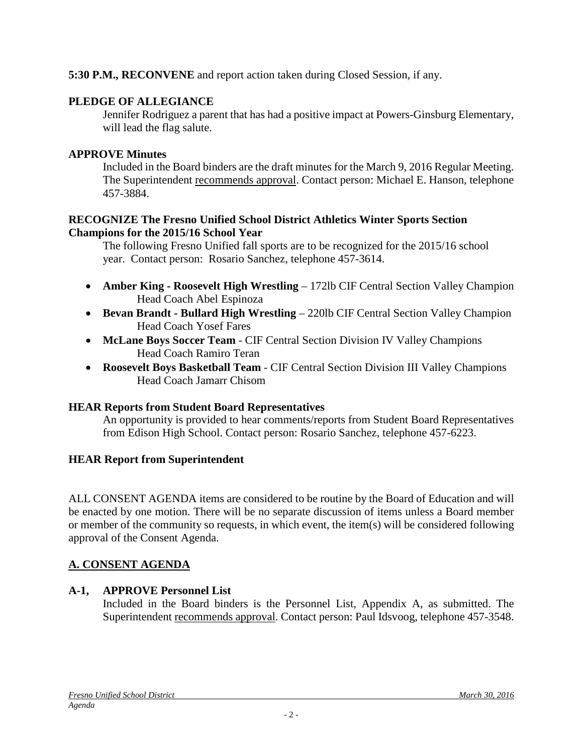**5:30 P.M., RECONVENE** and report action taken during Closed Session, if any.

**PLEDGE OF ALLEGIANCE**

Jennifer Rodriguez a parent that has had a positive impact at Powers-Ginsburg Elementary, will lead the flag salute.

**APPROVE Minutes**

Included in the Board binders are the draft minutes for the March 9, 2016 Regular Meeting. The Superintendent recommends approval. Contact person: Michael E. Hanson, telephone 457-3884.

**RECOGNIZE The Fresno Unified School District Athletics Winter Sports Section Champions for the 2015/16 School Year**

The following Fresno Unified fall sports are to be recognized for the 2015/16 school year. Contact person: Rosario Sanchez, telephone 457-3614.

- **Amber King - Roosevelt High Wrestling** – 172lb CIF Central Section Valley Champion
  Head Coach Abel Espinoza
- **Bevan Brandt - Bullard High Wrestling** – 220lb CIF Central Section Valley Champion
  Head Coach Yosef Fares
- **McLane Boys Soccer Team** - CIF Central Section Division IV Valley Champions
  Head Coach Ramiro Teran
- **Roosevelt Boys Basketball Team** - CIF Central Section Division III Valley Champions
  Head Coach Jamarr Chisom

**HEAR Reports from Student Board Representatives**

An opportunity is provided to hear comments/reports from Student Board Representatives from Edison High School. Contact person: Rosario Sanchez, telephone 457-6223.

**HEAR Report from Superintendent**

ALL CONSENT AGENDA items are considered to be routine by the Board of Education and will be enacted by one motion. There will be no separate discussion of items unless a Board member or member of the community so requests, in which event, the item(s) will be considered following approval of the Consent Agenda.

## A. CONSENT AGENDA

**A-1, APPROVE Personnel List**

Included in the Board binders is the Personnel List, Appendix A, as submitted. The Superintendent recommends approval. Contact person: Paul Idsvoog, telephone 457-3548.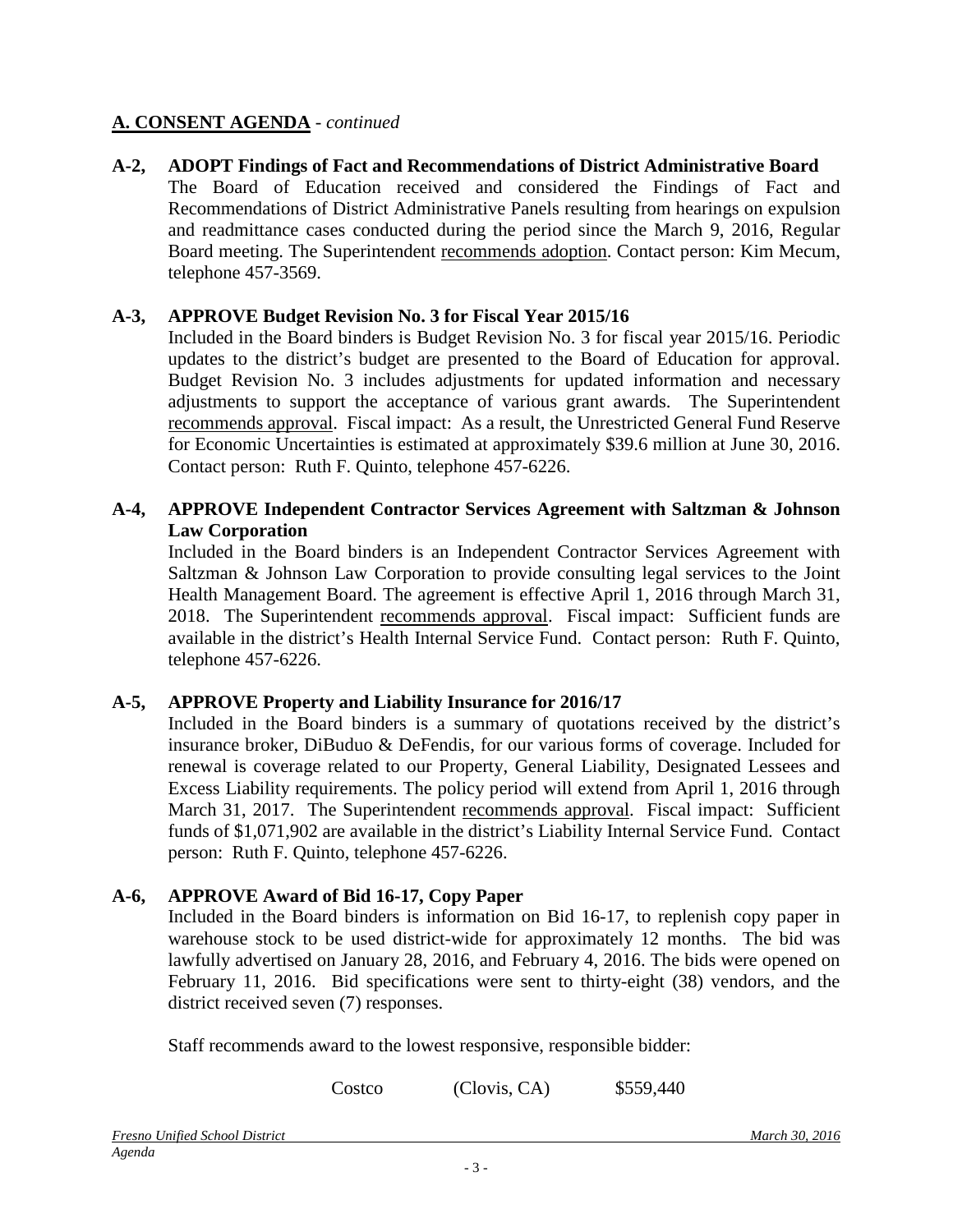## A. CONSENT AGENDA - *continued*

**A-2, ADOPT Findings of Fact and Recommendations of District Administrative Board**

The Board of Education received and considered the Findings of Fact and Recommendations of District Administrative Panels resulting from hearings on expulsion and readmittance cases conducted during the period since the March 9, 2016, Regular Board meeting. The Superintendent recommends adoption. Contact person: Kim Mecum, telephone 457-3569.

**A-3, APPROVE Budget Revision No. 3 for Fiscal Year 2015/16**

Included in the Board binders is Budget Revision No. 3 for fiscal year 2015/16. Periodic updates to the district's budget are presented to the Board of Education for approval. Budget Revision No. 3 includes adjustments for updated information and necessary adjustments to support the acceptance of various grant awards. The Superintendent recommends approval. Fiscal impact: As a result, the Unrestricted General Fund Reserve for Economic Uncertainties is estimated at approximately $39.6 million at June 30, 2016. Contact person: Ruth F. Quinto, telephone 457-6226.

**A-4, APPROVE Independent Contractor Services Agreement with Saltzman & Johnson Law Corporation**

Included in the Board binders is an Independent Contractor Services Agreement with Saltzman & Johnson Law Corporation to provide consulting legal services to the Joint Health Management Board. The agreement is effective April 1, 2016 through March 31, 2018. The Superintendent recommends approval. Fiscal impact: Sufficient funds are available in the district's Health Internal Service Fund. Contact person: Ruth F. Quinto, telephone 457-6226.

**A-5, APPROVE Property and Liability Insurance for 2016/17**

Included in the Board binders is a summary of quotations received by the district's insurance broker, DiBuduo & DeFendis, for our various forms of coverage. Included for renewal is coverage related to our Property, General Liability, Designated Lessees and Excess Liability requirements. The policy period will extend from April 1, 2016 through March 31, 2017. The Superintendent recommends approval. Fiscal impact: Sufficient funds of $1,071,902 are available in the district's Liability Internal Service Fund. Contact person: Ruth F. Quinto, telephone 457-6226.

**A-6, APPROVE Award of Bid 16-17, Copy Paper**

Included in the Board binders is information on Bid 16-17, to replenish copy paper in warehouse stock to be used district-wide for approximately 12 months. The bid was lawfully advertised on January 28, 2016, and February 4, 2016. The bids were opened on February 11, 2016. Bid specifications were sent to thirty-eight (38) vendors, and the district received seven (7) responses.

Staff recommends award to the lowest responsive, responsible bidder:

Costco (Clovis, CA) $559,440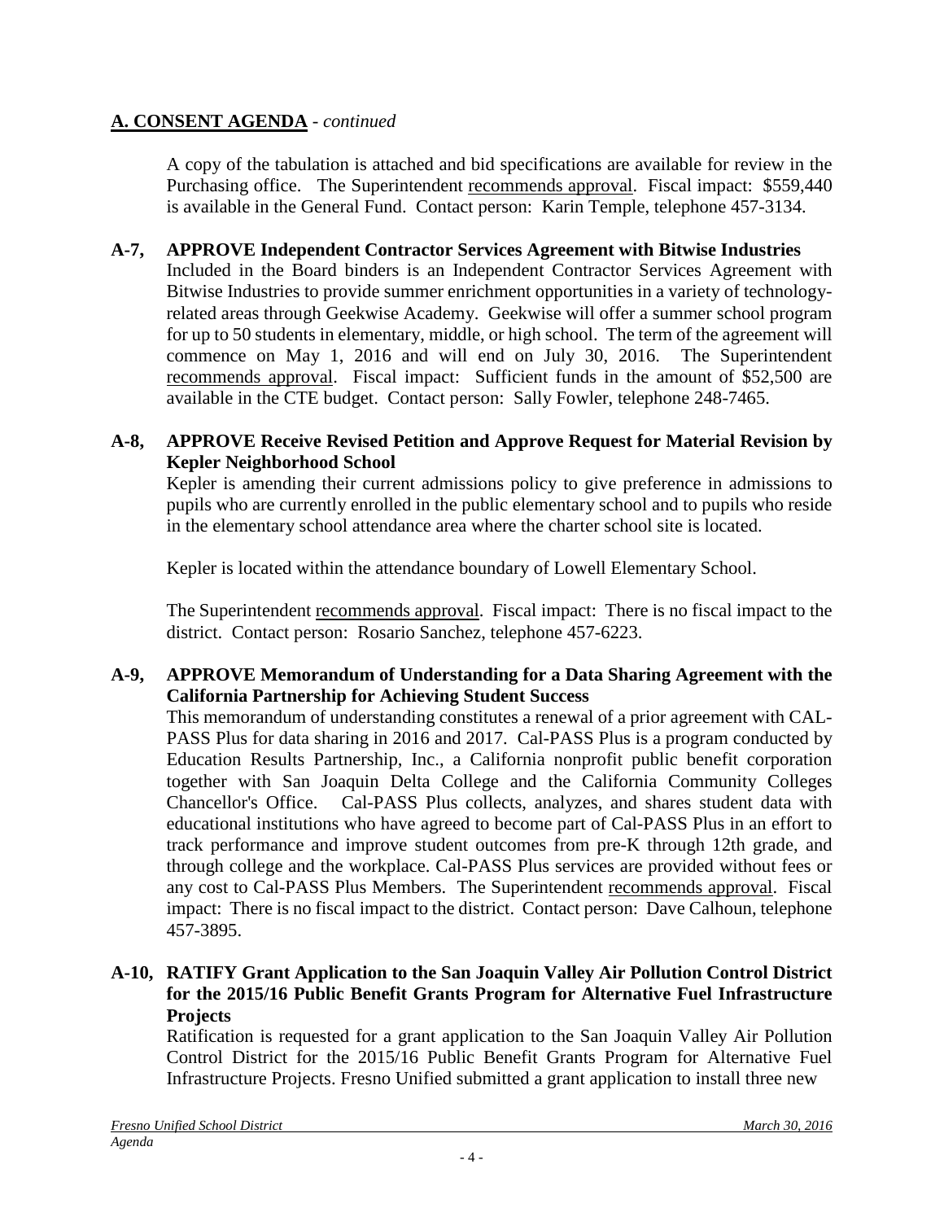## A. CONSENT AGENDA - *continued*

A copy of the tabulation is attached and bid specifications are available for review in the Purchasing office. The Superintendent recommends approval. Fiscal impact: $559,440 is available in the General Fund. Contact person: Karin Temple, telephone 457-3134.

**A-7, APPROVE Independent Contractor Services Agreement with Bitwise Industries**

Included in the Board binders is an Independent Contractor Services Agreement with Bitwise Industries to provide summer enrichment opportunities in a variety of technology-related areas through Geekwise Academy. Geekwise will offer a summer school program for up to 50 students in elementary, middle, or high school. The term of the agreement will commence on May 1, 2016 and will end on July 30, 2016. The Superintendent recommends approval. Fiscal impact: Sufficient funds in the amount of $52,500 are available in the CTE budget. Contact person: Sally Fowler, telephone 248-7465.

**A-8, APPROVE Receive Revised Petition and Approve Request for Material Revision by Kepler Neighborhood School**

Kepler is amending their current admissions policy to give preference in admissions to pupils who are currently enrolled in the public elementary school and to pupils who reside in the elementary school attendance area where the charter school site is located.

Kepler is located within the attendance boundary of Lowell Elementary School.

The Superintendent recommends approval. Fiscal impact: There is no fiscal impact to the district. Contact person: Rosario Sanchez, telephone 457-6223.

**A-9, APPROVE Memorandum of Understanding for a Data Sharing Agreement with the California Partnership for Achieving Student Success**

This memorandum of understanding constitutes a renewal of a prior agreement with CAL-PASS Plus for data sharing in 2016 and 2017. Cal-PASS Plus is a program conducted by Education Results Partnership, Inc., a California nonprofit public benefit corporation together with San Joaquin Delta College and the California Community Colleges Chancellor's Office. Cal-PASS Plus collects, analyzes, and shares student data with educational institutions who have agreed to become part of Cal-PASS Plus in an effort to track performance and improve student outcomes from pre-K through 12th grade, and through college and the workplace. Cal-PASS Plus services are provided without fees or any cost to Cal-PASS Plus Members. The Superintendent recommends approval. Fiscal impact: There is no fiscal impact to the district. Contact person: Dave Calhoun, telephone 457-3895.

**A-10, RATIFY Grant Application to the San Joaquin Valley Air Pollution Control District for the 2015/16 Public Benefit Grants Program for Alternative Fuel Infrastructure Projects**

Ratification is requested for a grant application to the San Joaquin Valley Air Pollution Control District for the 2015/16 Public Benefit Grants Program for Alternative Fuel Infrastructure Projects. Fresno Unified submitted a grant application to install three new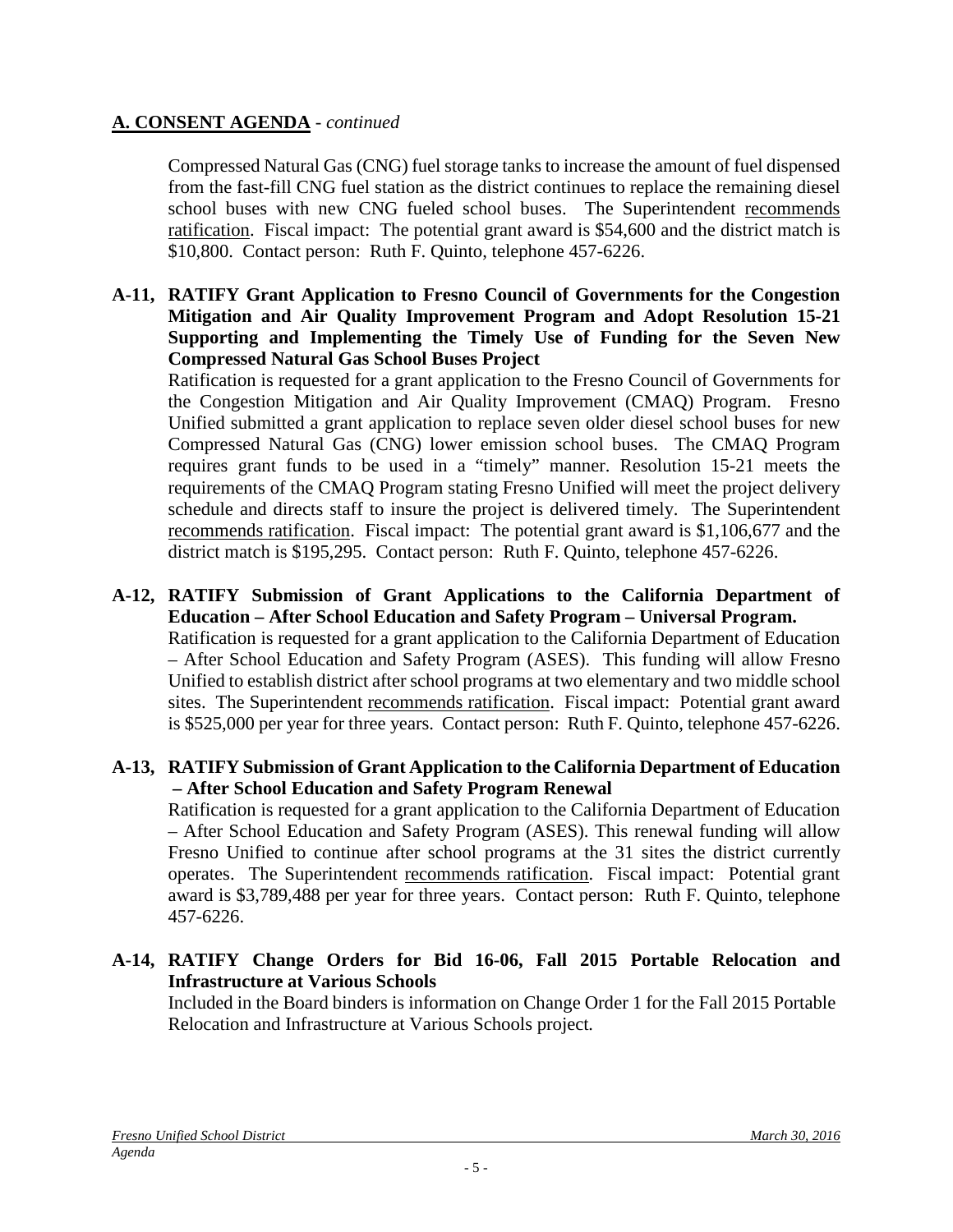## A. CONSENT AGENDA - *continued*

Compressed Natural Gas (CNG) fuel storage tanks to increase the amount of fuel dispensed from the fast-fill CNG fuel station as the district continues to replace the remaining diesel school buses with new CNG fueled school buses. The Superintendent recommends ratification. Fiscal impact: The potential grant award is $54,600 and the district match is $10,800. Contact person: Ruth F. Quinto, telephone 457-6226.

**A-11, RATIFY Grant Application to Fresno Council of Governments for the Congestion Mitigation and Air Quality Improvement Program and Adopt Resolution 15-21 Supporting and Implementing the Timely Use of Funding for the Seven New Compressed Natural Gas School Buses Project**

Ratification is requested for a grant application to the Fresno Council of Governments for the Congestion Mitigation and Air Quality Improvement (CMAQ) Program. Fresno Unified submitted a grant application to replace seven older diesel school buses for new Compressed Natural Gas (CNG) lower emission school buses. The CMAQ Program requires grant funds to be used in a "timely" manner. Resolution 15-21 meets the requirements of the CMAQ Program stating Fresno Unified will meet the project delivery schedule and directs staff to insure the project is delivered timely. The Superintendent recommends ratification. Fiscal impact: The potential grant award is $1,106,677 and the district match is $195,295. Contact person: Ruth F. Quinto, telephone 457-6226.

**A-12, RATIFY Submission of Grant Applications to the California Department of Education – After School Education and Safety Program – Universal Program.**

Ratification is requested for a grant application to the California Department of Education – After School Education and Safety Program (ASES). This funding will allow Fresno Unified to establish district after school programs at two elementary and two middle school sites. The Superintendent recommends ratification. Fiscal impact: Potential grant award is $525,000 per year for three years. Contact person: Ruth F. Quinto, telephone 457-6226.

**A-13, RATIFY Submission of Grant Application to the California Department of Education – After School Education and Safety Program Renewal**

Ratification is requested for a grant application to the California Department of Education – After School Education and Safety Program (ASES). This renewal funding will allow Fresno Unified to continue after school programs at the 31 sites the district currently operates. The Superintendent recommends ratification. Fiscal impact: Potential grant award is $3,789,488 per year for three years. Contact person: Ruth F. Quinto, telephone 457-6226.

**A-14, RATIFY Change Orders for Bid 16-06, Fall 2015 Portable Relocation and Infrastructure at Various Schools**

Included in the Board binders is information on Change Order 1 for the Fall 2015 Portable Relocation and Infrastructure at Various Schools project.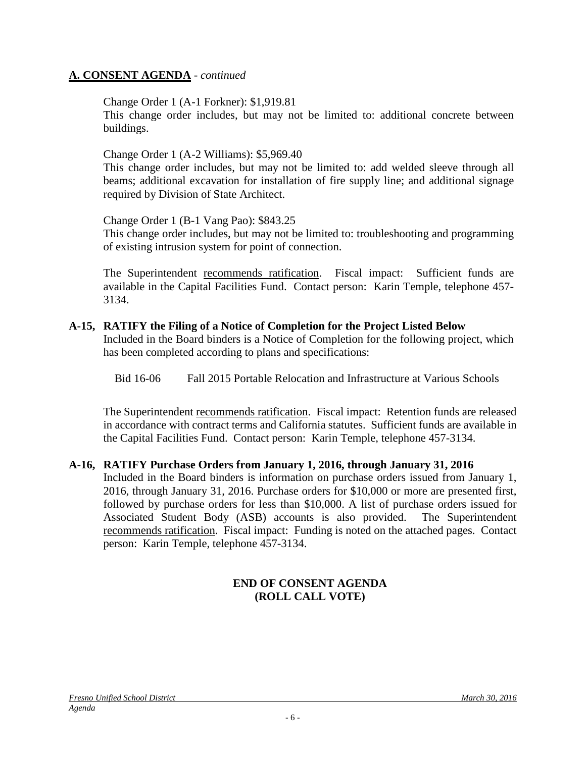## **A. CONSENT AGENDA** - *continued*

Change Order 1 (A-1 Forkner): $1,919.81
This change order includes, but may not be limited to: additional concrete between buildings.

Change Order 1 (A-2 Williams): $5,969.40
This change order includes, but may not be limited to: add welded sleeve through all beams; additional excavation for installation of fire supply line; and additional signage required by Division of State Architect.

Change Order 1 (B-1 Vang Pao): $843.25
This change order includes, but may not be limited to: troubleshooting and programming of existing intrusion system for point of connection.

The Superintendent recommends ratification. Fiscal impact: Sufficient funds are available in the Capital Facilities Fund. Contact person: Karin Temple, telephone 457-3134.

**A-15, RATIFY the Filing of a Notice of Completion for the Project Listed Below**
Included in the Board binders is a Notice of Completion for the following project, which has been completed according to plans and specifications:

Bid 16-06 Fall 2015 Portable Relocation and Infrastructure at Various Schools

The Superintendent recommends ratification. Fiscal impact: Retention funds are released in accordance with contract terms and California statutes. Sufficient funds are available in the Capital Facilities Fund. Contact person: Karin Temple, telephone 457-3134.

**A-16, RATIFY Purchase Orders from January 1, 2016, through January 31, 2016**
Included in the Board binders is information on purchase orders issued from January 1, 2016, through January 31, 2016. Purchase orders for $10,000 or more are presented first, followed by purchase orders for less than $10,000. A list of purchase orders issued for Associated Student Body (ASB) accounts is also provided. The Superintendent recommends ratification. Fiscal impact: Funding is noted on the attached pages. Contact person: Karin Temple, telephone 457-3134.

**END OF CONSENT AGENDA**
**(ROLL CALL VOTE)**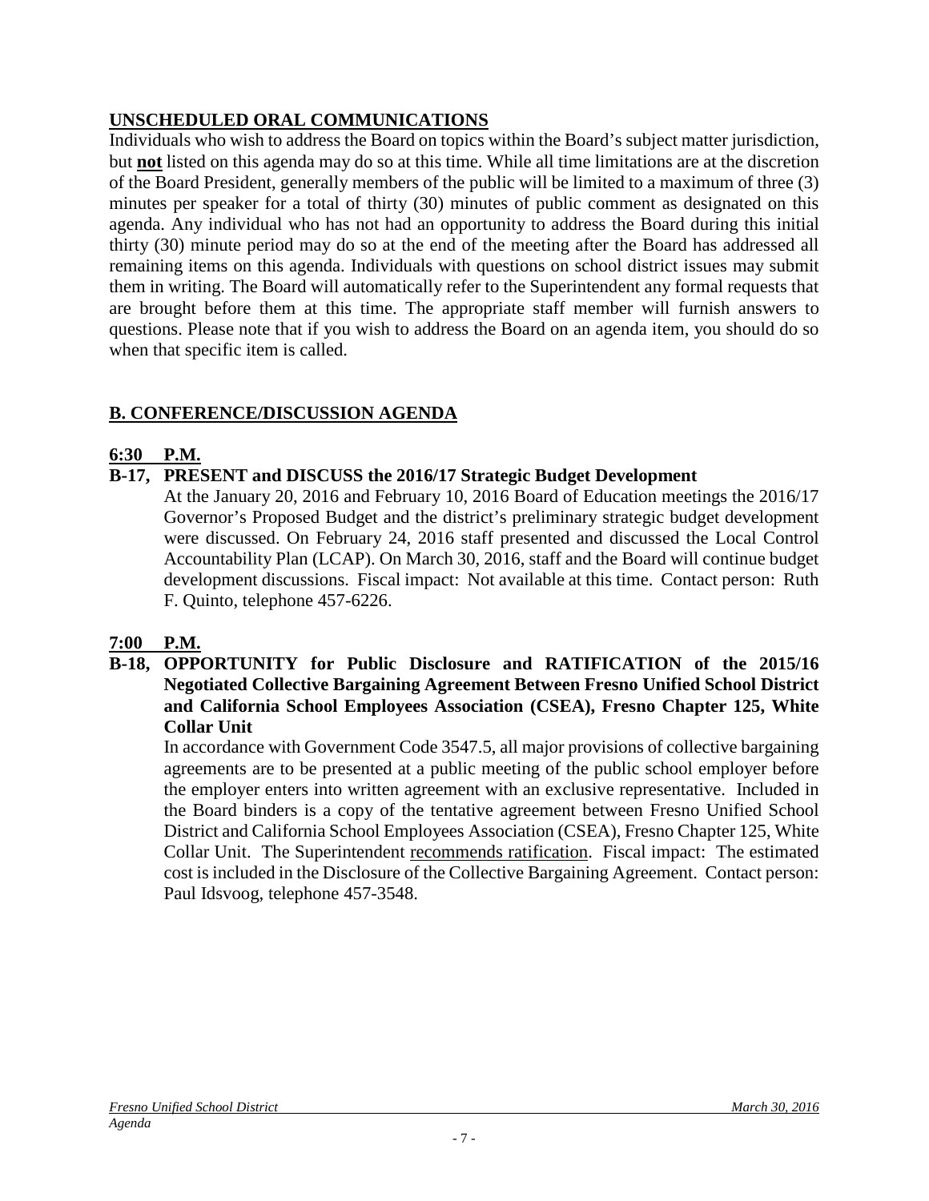## UNSCHEDULED ORAL COMMUNICATIONS

Individuals who wish to address the Board on topics within the Board's subject matter jurisdiction, but **not** listed on this agenda may do so at this time. While all time limitations are at the discretion of the Board President, generally members of the public will be limited to a maximum of three (3) minutes per speaker for a total of thirty (30) minutes of public comment as designated on this agenda. Any individual who has not had an opportunity to address the Board during this initial thirty (30) minute period may do so at the end of the meeting after the Board has addressed all remaining items on this agenda. Individuals with questions on school district issues may submit them in writing. The Board will automatically refer to the Superintendent any formal requests that are brought before them at this time. The appropriate staff member will furnish answers to questions. Please note that if you wish to address the Board on an agenda item, you should do so when that specific item is called.

## B. CONFERENCE/DISCUSSION AGENDA

### 6:30 P.M.

**B-17, PRESENT and DISCUSS the 2016/17 Strategic Budget Development**

At the January 20, 2016 and February 10, 2016 Board of Education meetings the 2016/17 Governor's Proposed Budget and the district's preliminary strategic budget development were discussed. On February 24, 2016 staff presented and discussed the Local Control Accountability Plan (LCAP). On March 30, 2016, staff and the Board will continue budget development discussions. Fiscal impact: Not available at this time. Contact person: Ruth F. Quinto, telephone 457-6226.

### 7:00 P.M.

**B-18, OPPORTUNITY for Public Disclosure and RATIFICATION of the 2015/16 Negotiated Collective Bargaining Agreement Between Fresno Unified School District and California School Employees Association (CSEA), Fresno Chapter 125, White Collar Unit**

In accordance with Government Code 3547.5, all major provisions of collective bargaining agreements are to be presented at a public meeting of the public school employer before the employer enters into written agreement with an exclusive representative. Included in the Board binders is a copy of the tentative agreement between Fresno Unified School District and California School Employees Association (CSEA), Fresno Chapter 125, White Collar Unit. The Superintendent recommends ratification. Fiscal impact: The estimated cost is included in the Disclosure of the Collective Bargaining Agreement. Contact person: Paul Idsvoog, telephone 457-3548.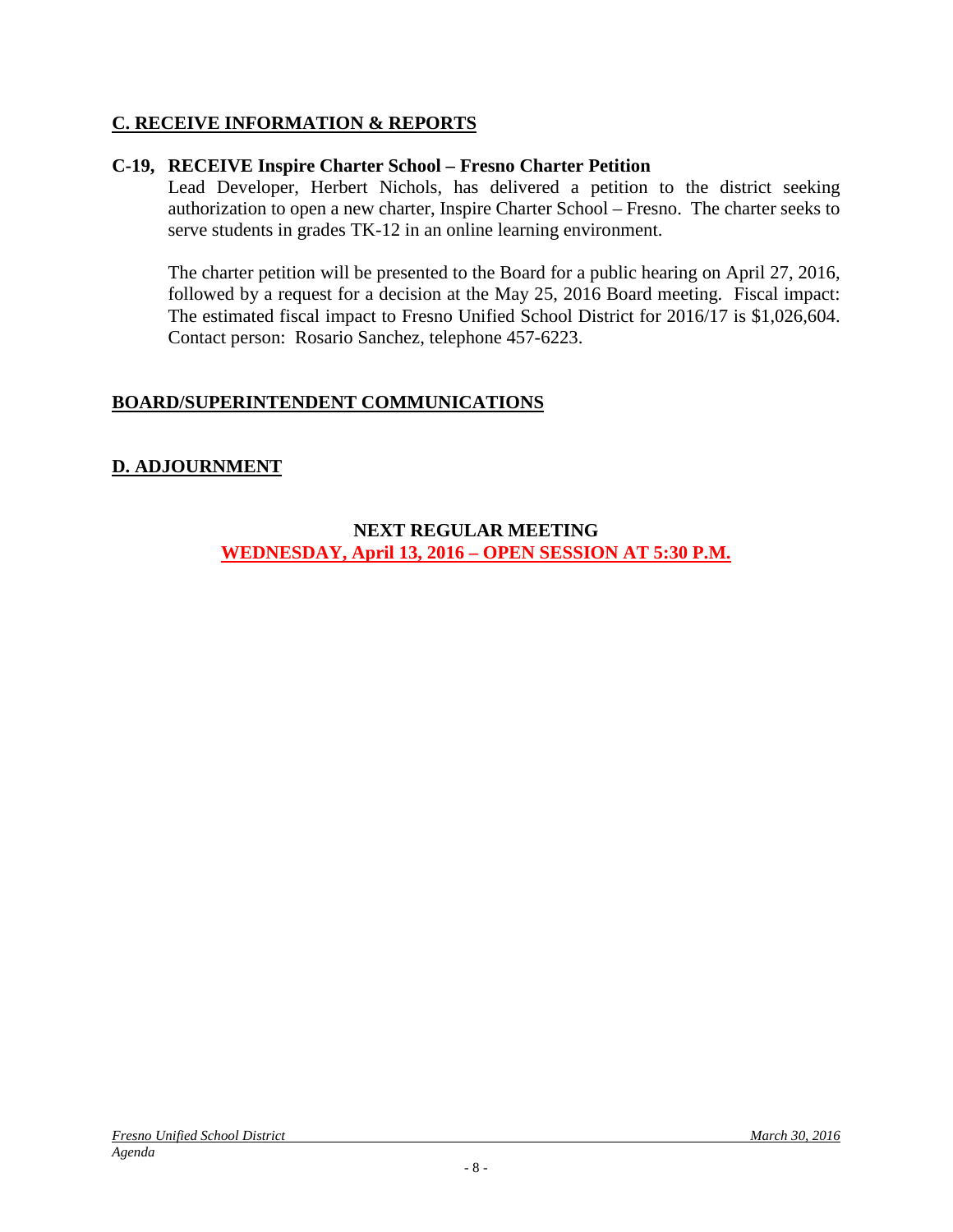## C. RECEIVE INFORMATION & REPORTS

**C-19, RECEIVE Inspire Charter School – Fresno Charter Petition**

Lead Developer, Herbert Nichols, has delivered a petition to the district seeking authorization to open a new charter, Inspire Charter School – Fresno. The charter seeks to serve students in grades TK-12 in an online learning environment.

The charter petition will be presented to the Board for a public hearing on April 27, 2016, followed by a request for a decision at the May 25, 2016 Board meeting. Fiscal impact: The estimated fiscal impact to Fresno Unified School District for 2016/17 is $1,026,604. Contact person: Rosario Sanchez, telephone 457-6223.

## BOARD/SUPERINTENDENT COMMUNICATIONS

## D. ADJOURNMENT

**NEXT REGULAR MEETING**

**WEDNESDAY, April 13, 2016 – OPEN SESSION AT 5:30 P.M.**